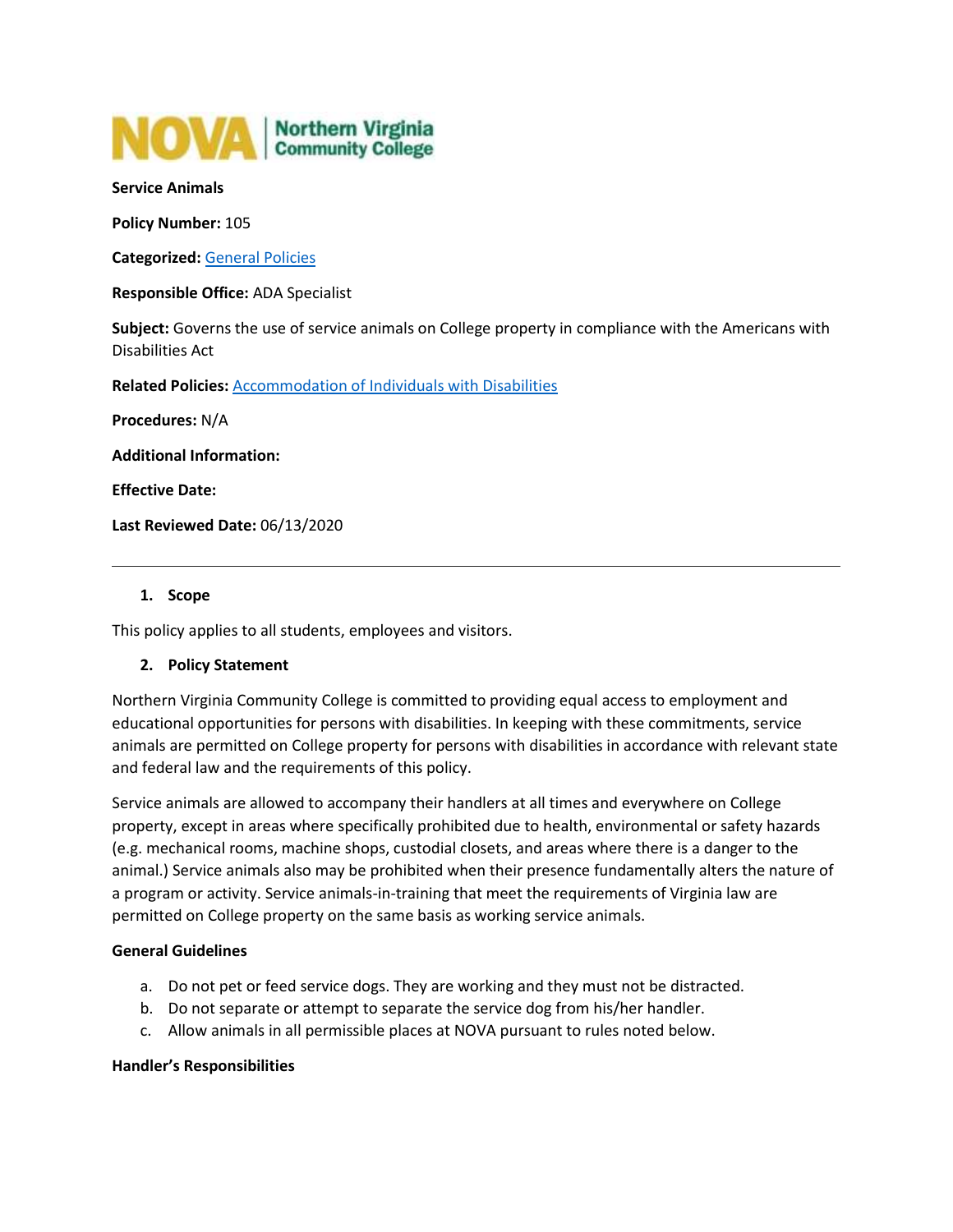NOVA | Northern Virginia Community College

**Service Animals**

**Policy Number:** 105

**Categorized:** General Policies

**Responsible Office:** ADA Specialist

**Subject:** Governs the use of service animals on College property in compliance with the Americans with Disabilities Act

**Related Policies:** Accommodation of Individuals with Disabilities

**Procedures:** N/A

**Additional Information:**

**Effective Date:**

**Last Reviewed Date:** 06/13/2020

---

## 1. Scope

This policy applies to all students, employees and visitors.

## 2. Policy Statement

Northern Virginia Community College is committed to providing equal access to employment and educational opportunities for persons with disabilities. In keeping with these commitments, service animals are permitted on College property for persons with disabilities in accordance with relevant state and federal law and the requirements of this policy.

Service animals are allowed to accompany their handlers at all times and everywhere on College property, except in areas where specifically prohibited due to health, environmental or safety hazards (e.g. mechanical rooms, machine shops, custodial closets, and areas where there is a danger to the animal.) Service animals also may be prohibited when their presence fundamentally alters the nature of a program or activity. Service animals-in-training that meet the requirements of Virginia law are permitted on College property on the same basis as working service animals.

**General Guidelines**

a. Do not pet or feed service dogs. They are working and they must not be distracted.
b. Do not separate or attempt to separate the service dog from his/her handler.
c. Allow animals in all permissible places at NOVA pursuant to rules noted below.

**Handler's Responsibilities**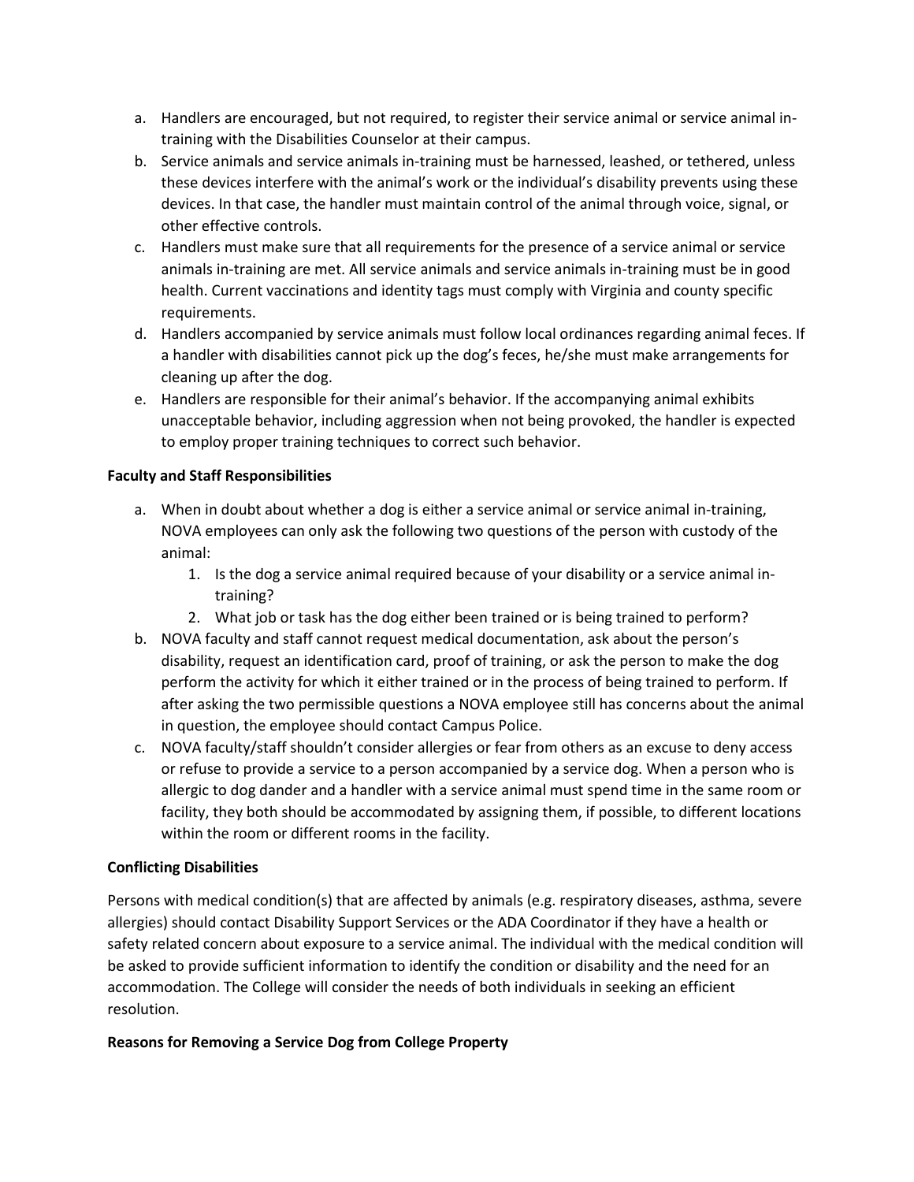a. Handlers are encouraged, but not required, to register their service animal or service animal in-training with the Disabilities Counselor at their campus.
b. Service animals and service animals in-training must be harnessed, leashed, or tethered, unless these devices interfere with the animal's work or the individual's disability prevents using these devices. In that case, the handler must maintain control of the animal through voice, signal, or other effective controls.
c. Handlers must make sure that all requirements for the presence of a service animal or service animals in-training are met. All service animals and service animals in-training must be in good health. Current vaccinations and identity tags must comply with Virginia and county specific requirements.
d. Handlers accompanied by service animals must follow local ordinances regarding animal feces. If a handler with disabilities cannot pick up the dog's feces, he/she must make arrangements for cleaning up after the dog.
e. Handlers are responsible for their animal's behavior. If the accompanying animal exhibits unacceptable behavior, including aggression when not being provoked, the handler is expected to employ proper training techniques to correct such behavior.

**Faculty and Staff Responsibilities**

a. When in doubt about whether a dog is either a service animal or service animal in-training, NOVA employees can only ask the following two questions of the person with custody of the animal:
    1. Is the dog a service animal required because of your disability or a service animal in-training?
    2. What job or task has the dog either been trained or is being trained to perform?
b. NOVA faculty and staff cannot request medical documentation, ask about the person's disability, request an identification card, proof of training, or ask the person to make the dog perform the activity for which it either trained or in the process of being trained to perform. If after asking the two permissible questions a NOVA employee still has concerns about the animal in question, the employee should contact Campus Police.
c. NOVA faculty/staff shouldn't consider allergies or fear from others as an excuse to deny access or refuse to provide a service to a person accompanied by a service dog. When a person who is allergic to dog dander and a handler with a service animal must spend time in the same room or facility, they both should be accommodated by assigning them, if possible, to different locations within the room or different rooms in the facility.

**Conflicting Disabilities**

Persons with medical condition(s) that are affected by animals (e.g. respiratory diseases, asthma, severe allergies) should contact Disability Support Services or the ADA Coordinator if they have a health or safety related concern about exposure to a service animal. The individual with the medical condition will be asked to provide sufficient information to identify the condition or disability and the need for an accommodation. The College will consider the needs of both individuals in seeking an efficient resolution.

**Reasons for Removing a Service Dog from College Property**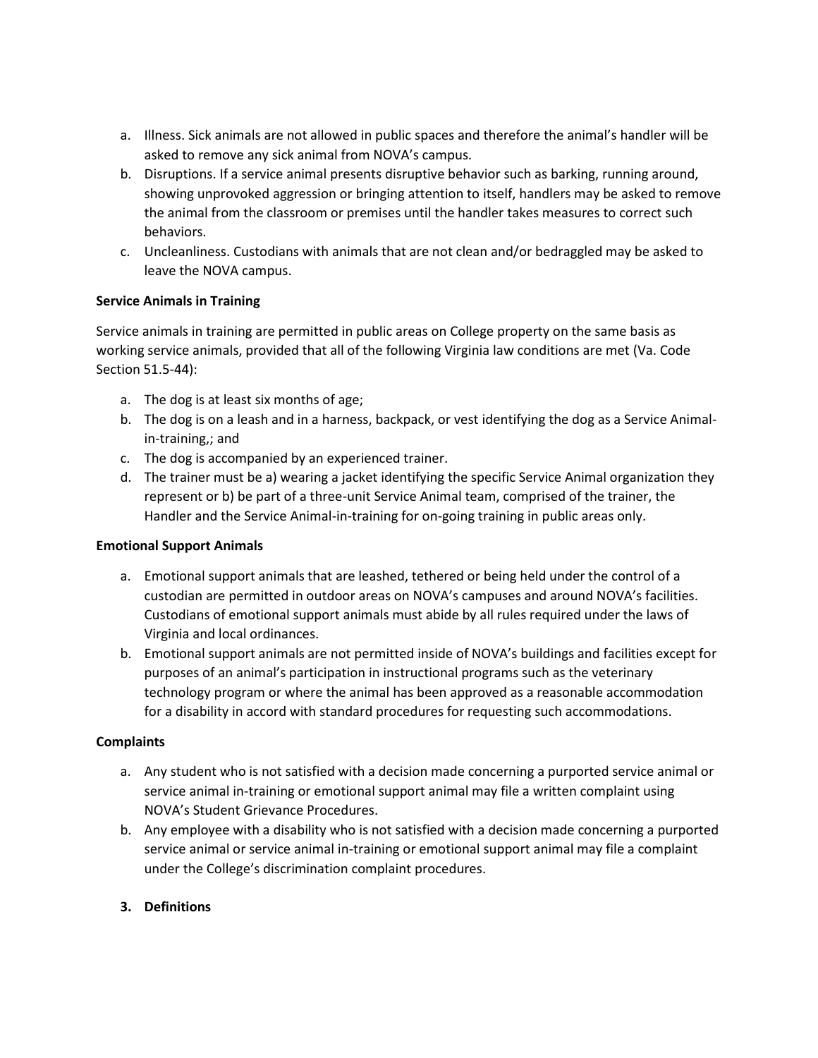a. Illness. Sick animals are not allowed in public spaces and therefore the animal's handler will be asked to remove any sick animal from NOVA's campus.
b. Disruptions. If a service animal presents disruptive behavior such as barking, running around, showing unprovoked aggression or bringing attention to itself, handlers may be asked to remove the animal from the classroom or premises until the handler takes measures to correct such behaviors.
c. Uncleanliness. Custodians with animals that are not clean and/or bedraggled may be asked to leave the NOVA campus.

**Service Animals in Training**

Service animals in training are permitted in public areas on College property on the same basis as working service animals, provided that all of the following Virginia law conditions are met (Va. Code Section 51.5-44):

a. The dog is at least six months of age;
b. The dog is on a leash and in a harness, backpack, or vest identifying the dog as a Service Animal-in-training,; and
c. The dog is accompanied by an experienced trainer.
d. The trainer must be a) wearing a jacket identifying the specific Service Animal organization they represent or b) be part of a three-unit Service Animal team, comprised of the trainer, the Handler and the Service Animal-in-training for on-going training in public areas only.

**Emotional Support Animals**

a. Emotional support animals that are leashed, tethered or being held under the control of a custodian are permitted in outdoor areas on NOVA's campuses and around NOVA's facilities. Custodians of emotional support animals must abide by all rules required under the laws of Virginia and local ordinances.
b. Emotional support animals are not permitted inside of NOVA's buildings and facilities except for purposes of an animal's participation in instructional programs such as the veterinary technology program or where the animal has been approved as a reasonable accommodation for a disability in accord with standard procedures for requesting such accommodations.

**Complaints**

a. Any student who is not satisfied with a decision made concerning a purported service animal or service animal in-training or emotional support animal may file a written complaint using NOVA's Student Grievance Procedures.
b. Any employee with a disability who is not satisfied with a decision made concerning a purported service animal or service animal in-training or emotional support animal may file a complaint under the College's discrimination complaint procedures.

**3. Definitions**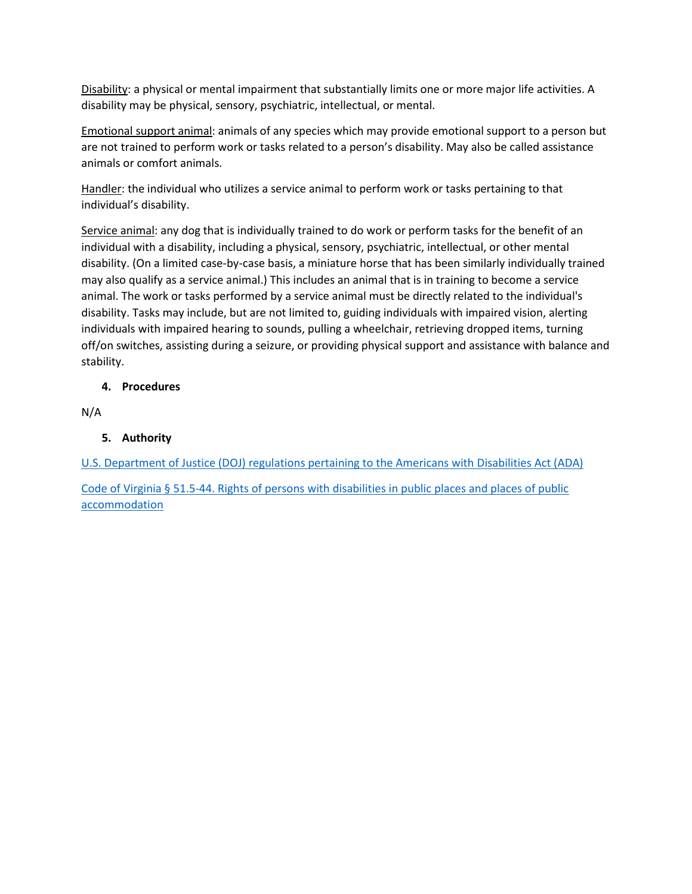<u>Disability</u>: a physical or mental impairment that substantially limits one or more major life activities. A disability may be physical, sensory, psychiatric, intellectual, or mental.

<u>Emotional support animal</u>: animals of any species which may provide emotional support to a person but are not trained to perform work or tasks related to a person's disability. May also be called assistance animals or comfort animals.

<u>Handler</u>: the individual who utilizes a service animal to perform work or tasks pertaining to that individual's disability.

<u>Service animal</u>: any dog that is individually trained to do work or perform tasks for the benefit of an individual with a disability, including a physical, sensory, psychiatric, intellectual, or other mental disability. (On a limited case-by-case basis, a miniature horse that has been similarly individually trained may also qualify as a service animal.) This includes an animal that is in training to become a service animal. The work or tasks performed by a service animal must be directly related to the individual's disability. Tasks may include, but are not limited to, guiding individuals with impaired vision, alerting individuals with impaired hearing to sounds, pulling a wheelchair, retrieving dropped items, turning off/on switches, assisting during a seizure, or providing physical support and assistance with balance and stability.

## 4. Procedures

N/A

## 5. Authority

U.S. Department of Justice (DOJ) regulations pertaining to the Americans with Disabilities Act (ADA)

Code of Virginia § 51.5-44. Rights of persons with disabilities in public places and places of public accommodation